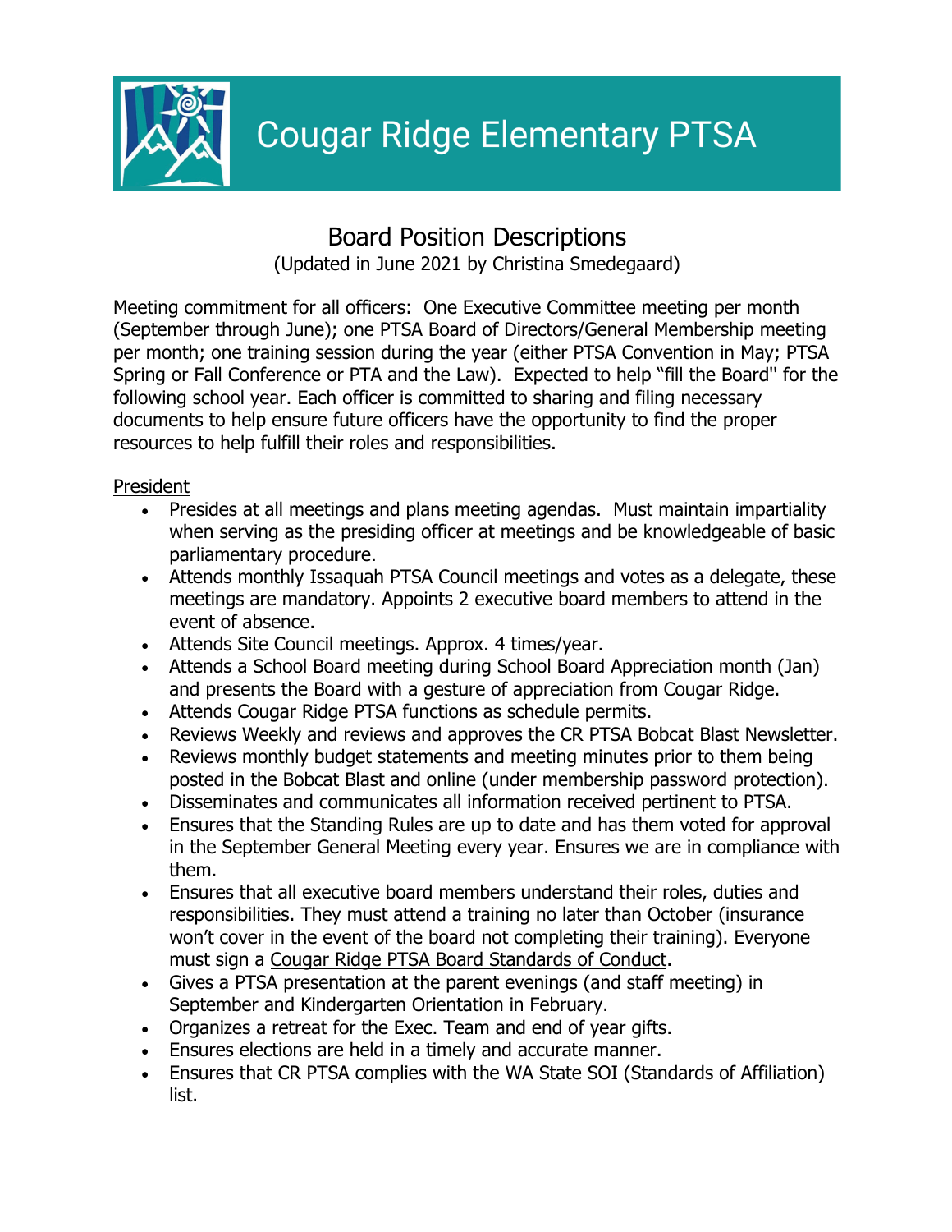# Cougar Ridge Elementary PTSA

## Board Position Descriptions

(Updated in June 2021 by Christina Smedegaard)

Meeting commitment for all officers: One Executive Committee meeting per month (September through June); one PTSA Board of Directors/General Membership meeting per month; one training session during the year (either PTSA Convention in May; PTSA Spring or Fall Conference or PTA and the Law). Expected to help "fill the Board" for the following school year. Each officer is committed to sharing and filing necessary documents to help ensure future officers have the opportunity to find the proper resources to help fulfill their roles and responsibilities.

### President

- Presides at all meetings and plans meeting agendas. Must maintain impartiality when serving as the presiding officer at meetings and be knowledgeable of basic parliamentary procedure.
- Attends monthly Issaquah PTSA Council meetings and votes as a delegate, these meetings are mandatory. Appoints 2 executive board members to attend in the event of absence.
- Attends Site Council meetings. Approx. 4 times/year.
- Attends a School Board meeting during School Board Appreciation month (Jan) and presents the Board with a gesture of appreciation from Cougar Ridge.
- Attends Cougar Ridge PTSA functions as schedule permits.
- Reviews Weekly and reviews and approves the CR PTSA Bobcat Blast Newsletter.
- Reviews monthly budget statements and meeting minutes prior to them being posted in the Bobcat Blast and online (under membership password protection).
- Disseminates and communicates all information received pertinent to PTSA.
- Ensures that the Standing Rules are up to date and has them voted for approval in the September General Meeting every year. Ensures we are in compliance with them.
- Ensures that all executive board members understand their roles, duties and responsibilities. They must attend a training no later than October (insurance won't cover in the event of the board not completing their training). Everyone must sign a Cougar Ridge PTSA Board Standards of Conduct.
- Gives a PTSA presentation at the parent evenings (and staff meeting) in September and Kindergarten Orientation in February.
- Organizes a retreat for the Exec. Team and end of year gifts.
- Ensures elections are held in a timely and accurate manner.
- Ensures that CR PTSA complies with the WA State SOI (Standards of Affiliation) list.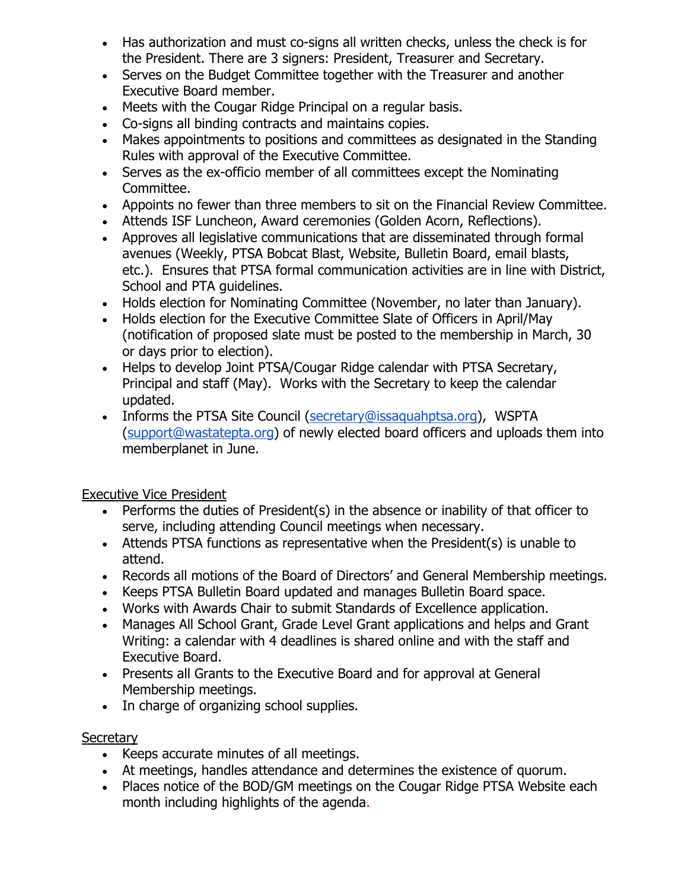- Has authorization and must co-signs all written checks, unless the check is for the President. There are 3 signers: President, Treasurer and Secretary.
- Serves on the Budget Committee together with the Treasurer and another Executive Board member.
- Meets with the Cougar Ridge Principal on a regular basis.
- Co-signs all binding contracts and maintains copies.
- Makes appointments to positions and committees as designated in the Standing Rules with approval of the Executive Committee.
- Serves as the ex-officio member of all committees except the Nominating Committee.
- Appoints no fewer than three members to sit on the Financial Review Committee.
- Attends ISF Luncheon, Award ceremonies (Golden Acorn, Reflections).
- Approves all legislative communications that are disseminated through formal avenues (Weekly, PTSA Bobcat Blast, Website, Bulletin Board, email blasts, etc.). Ensures that PTSA formal communication activities are in line with District, School and PTA guidelines.
- Holds election for Nominating Committee (November, no later than January).
- Holds election for the Executive Committee Slate of Officers in April/May (notification of proposed slate must be posted to the membership in March, 30 or days prior to election).
- Helps to develop Joint PTSA/Cougar Ridge calendar with PTSA Secretary, Principal and staff (May). Works with the Secretary to keep the calendar updated.
- Informs the PTSA Site Council (secretary@issaquahptsa.org), WSPTA (support@wastatepta.org) of newly elected board officers and uploads them into memberplanet in June.

<u>Executive Vice President</u>

- Performs the duties of President(s) in the absence or inability of that officer to serve, including attending Council meetings when necessary.
- Attends PTSA functions as representative when the President(s) is unable to attend.
- Records all motions of the Board of Directors' and General Membership meetings.
- Keeps PTSA Bulletin Board updated and manages Bulletin Board space.
- Works with Awards Chair to submit Standards of Excellence application.
- Manages All School Grant, Grade Level Grant applications and helps and Grant Writing: a calendar with 4 deadlines is shared online and with the staff and Executive Board.
- Presents all Grants to the Executive Board and for approval at General Membership meetings.
- In charge of organizing school supplies.

<u>Secretary</u>

- Keeps accurate minutes of all meetings.
- At meetings, handles attendance and determines the existence of quorum.
- Places notice of the BOD/GM meetings on the Cougar Ridge PTSA Website each month including highlights of the agenda.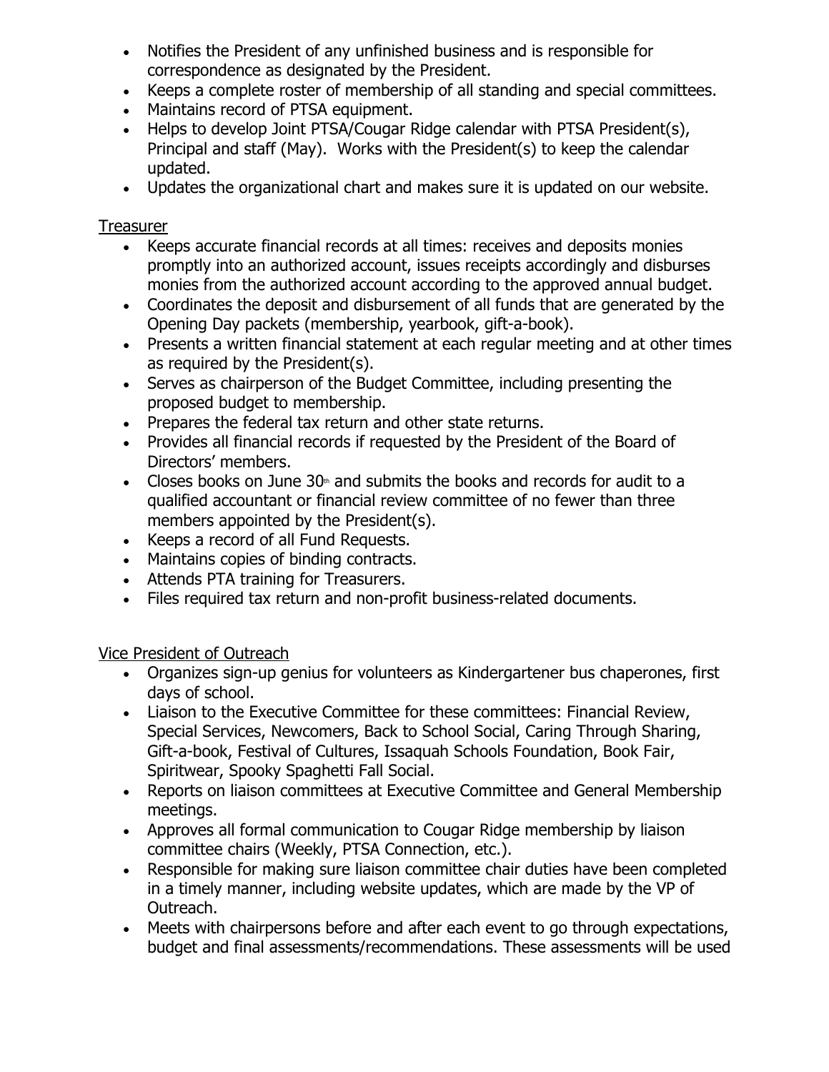- Notifies the President of any unfinished business and is responsible for correspondence as designated by the President.
- Keeps a complete roster of membership of all standing and special committees.
- Maintains record of PTSA equipment.
- Helps to develop Joint PTSA/Cougar Ridge calendar with PTSA President(s), Principal and staff (May). Works with the President(s) to keep the calendar updated.
- Updates the organizational chart and makes sure it is updated on our website.

Treasurer

- Keeps accurate financial records at all times: receives and deposits monies promptly into an authorized account, issues receipts accordingly and disburses monies from the authorized account according to the approved annual budget.
- Coordinates the deposit and disbursement of all funds that are generated by the Opening Day packets (membership, yearbook, gift-a-book).
- Presents a written financial statement at each regular meeting and at other times as required by the President(s).
- Serves as chairperson of the Budget Committee, including presenting the proposed budget to membership.
- Prepares the federal tax return and other state returns.
- Provides all financial records if requested by the President of the Board of Directors' members.
- Closes books on June 30th and submits the books and records for audit to a qualified accountant or financial review committee of no fewer than three members appointed by the President(s).
- Keeps a record of all Fund Requests.
- Maintains copies of binding contracts.
- Attends PTA training for Treasurers.
- Files required tax return and non-profit business-related documents.

Vice President of Outreach

- Organizes sign-up genius for volunteers as Kindergartener bus chaperones, first days of school.
- Liaison to the Executive Committee for these committees: Financial Review, Special Services, Newcomers, Back to School Social, Caring Through Sharing, Gift-a-book, Festival of Cultures, Issaquah Schools Foundation, Book Fair, Spiritwear, Spooky Spaghetti Fall Social.
- Reports on liaison committees at Executive Committee and General Membership meetings.
- Approves all formal communication to Cougar Ridge membership by liaison committee chairs (Weekly, PTSA Connection, etc.).
- Responsible for making sure liaison committee chair duties have been completed in a timely manner, including website updates, which are made by the VP of Outreach.
- Meets with chairpersons before and after each event to go through expectations, budget and final assessments/recommendations. These assessments will be used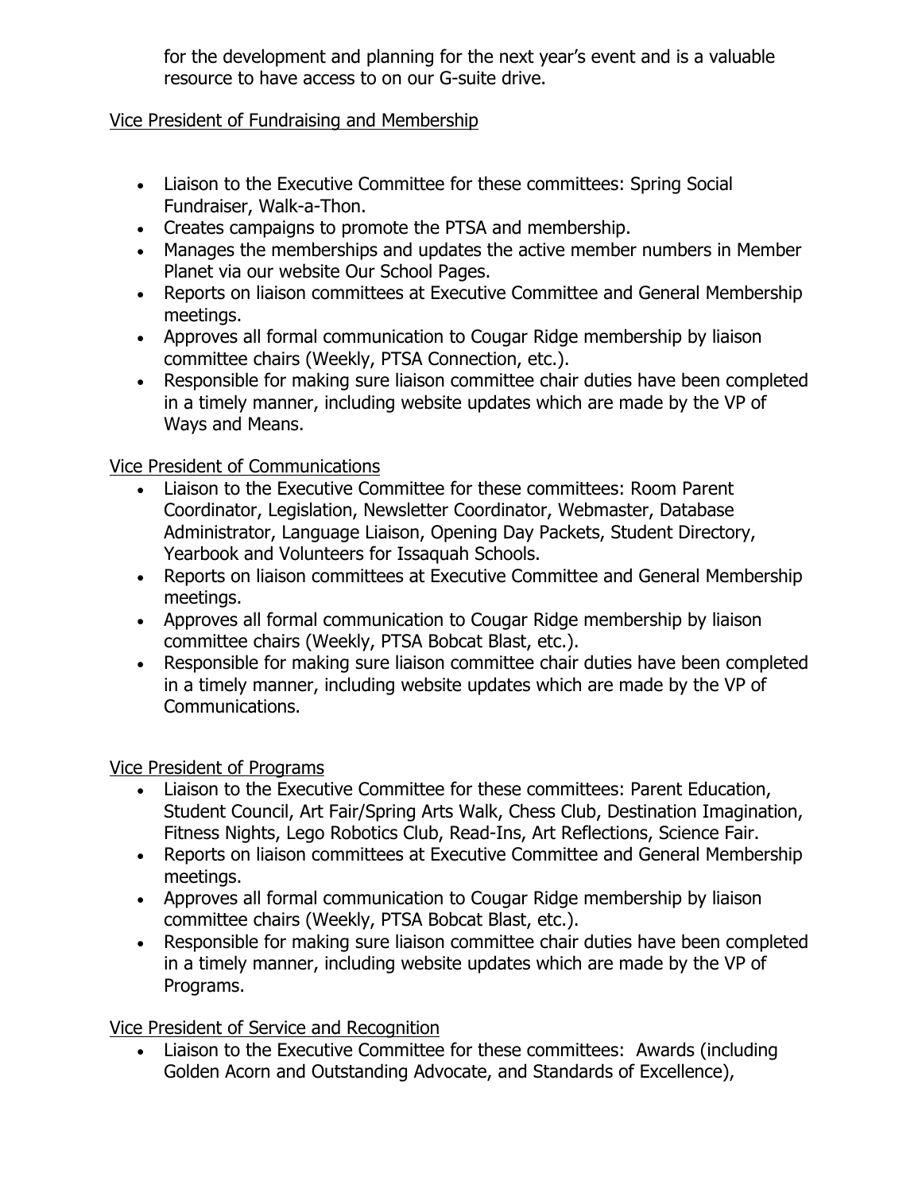for the development and planning for the next year's event and is a valuable resource to have access to on our G-suite drive.

Vice President of Fundraising and Membership

- Liaison to the Executive Committee for these committees: Spring Social Fundraiser, Walk-a-Thon.
- Creates campaigns to promote the PTSA and membership.
- Manages the memberships and updates the active member numbers in Member Planet via our website Our School Pages.
- Reports on liaison committees at Executive Committee and General Membership meetings.
- Approves all formal communication to Cougar Ridge membership by liaison committee chairs (Weekly, PTSA Connection, etc.).
- Responsible for making sure liaison committee chair duties have been completed in a timely manner, including website updates which are made by the VP of Ways and Means.

Vice President of Communications

- Liaison to the Executive Committee for these committees: Room Parent Coordinator, Legislation, Newsletter Coordinator, Webmaster, Database Administrator, Language Liaison, Opening Day Packets, Student Directory, Yearbook and Volunteers for Issaquah Schools.
- Reports on liaison committees at Executive Committee and General Membership meetings.
- Approves all formal communication to Cougar Ridge membership by liaison committee chairs (Weekly, PTSA Bobcat Blast, etc.).
- Responsible for making sure liaison committee chair duties have been completed in a timely manner, including website updates which are made by the VP of Communications.

Vice President of Programs

- Liaison to the Executive Committee for these committees: Parent Education, Student Council, Art Fair/Spring Arts Walk, Chess Club, Destination Imagination, Fitness Nights, Lego Robotics Club, Read-Ins, Art Reflections, Science Fair.
- Reports on liaison committees at Executive Committee and General Membership meetings.
- Approves all formal communication to Cougar Ridge membership by liaison committee chairs (Weekly, PTSA Bobcat Blast, etc.).
- Responsible for making sure liaison committee chair duties have been completed in a timely manner, including website updates which are made by the VP of Programs.

Vice President of Service and Recognition

- Liaison to the Executive Committee for these committees: Awards (including Golden Acorn and Outstanding Advocate, and Standards of Excellence),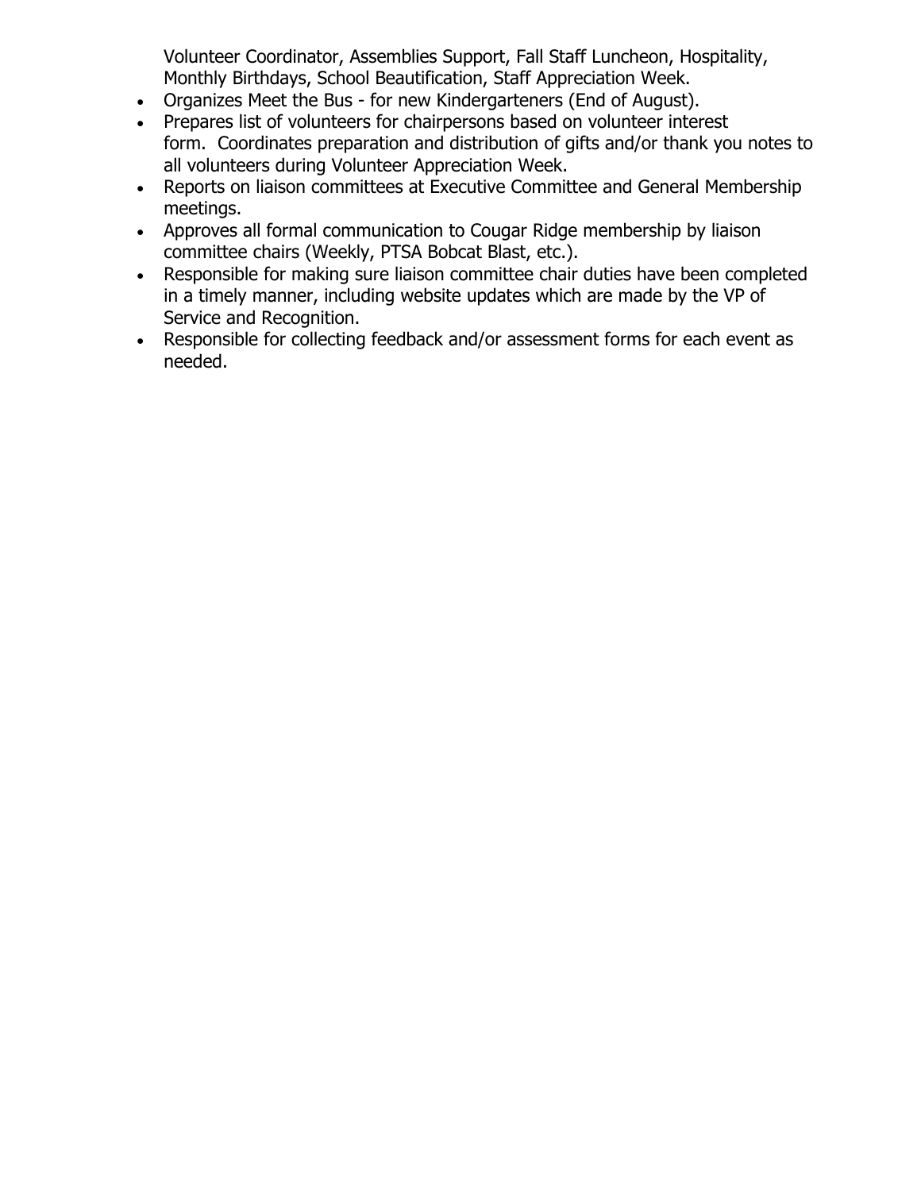Volunteer Coordinator, Assemblies Support, Fall Staff Luncheon, Hospitality, Monthly Birthdays, School Beautification, Staff Appreciation Week.

- Organizes Meet the Bus - for new Kindergarteners (End of August).
- Prepares list of volunteers for chairpersons based on volunteer interest form. Coordinates preparation and distribution of gifts and/or thank you notes to all volunteers during Volunteer Appreciation Week.
- Reports on liaison committees at Executive Committee and General Membership meetings.
- Approves all formal communication to Cougar Ridge membership by liaison committee chairs (Weekly, PTSA Bobcat Blast, etc.).
- Responsible for making sure liaison committee chair duties have been completed in a timely manner, including website updates which are made by the VP of Service and Recognition.
- Responsible for collecting feedback and/or assessment forms for each event as needed.